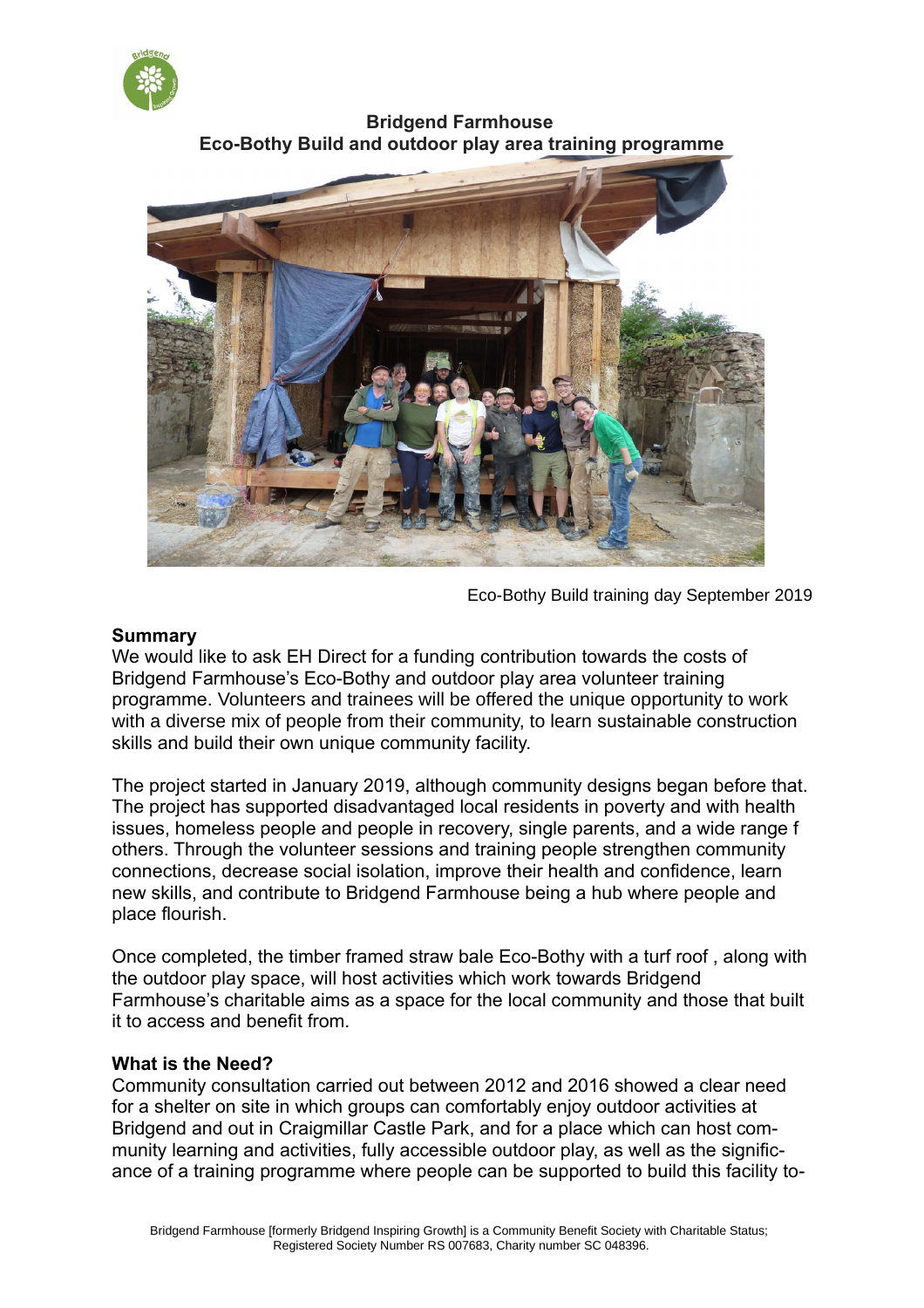# Bridgend Farmhouse
## Eco-Bothy Build and outdoor play area training programme

Eco-Bothy Build training day September 2019

**Summary**

We would like to ask EH Direct for a funding contribution towards the costs of Bridgend Farmhouse's Eco-Bothy and outdoor play area volunteer training programme. Volunteers and trainees will be offered the unique opportunity to work with a diverse mix of people from their community, to learn sustainable construction skills and build their own unique community facility.

The project started in January 2019, although community designs began before that. The project has supported disadvantaged local residents in poverty and with health issues, homeless people and people in recovery, single parents, and a wide range f others. Through the volunteer sessions and training people strengthen community connections, decrease social isolation, improve their health and confidence, learn new skills, and contribute to Bridgend Farmhouse being a hub where people and place flourish.

Once completed, the timber framed straw bale Eco-Bothy with a turf roof , along with the outdoor play space, will host activities which work towards Bridgend Farmhouse's charitable aims as a space for the local community and those that built it to access and benefit from.

**What is the Need?**

Community consultation carried out between 2012 and 2016 showed a clear need for a shelter on site in which groups can comfortably enjoy outdoor activities at Bridgend and out in Craigmillar Castle Park, and for a place which can host community learning and activities, fully accessible outdoor play, as well as the significance of a training programme where people can be supported to build this facility to-

Bridgend Farmhouse [formerly Bridgend Inspiring Growth] is a Community Benefit Society with Charitable Status; Registered Society Number RS 007683, Charity number SC 048396.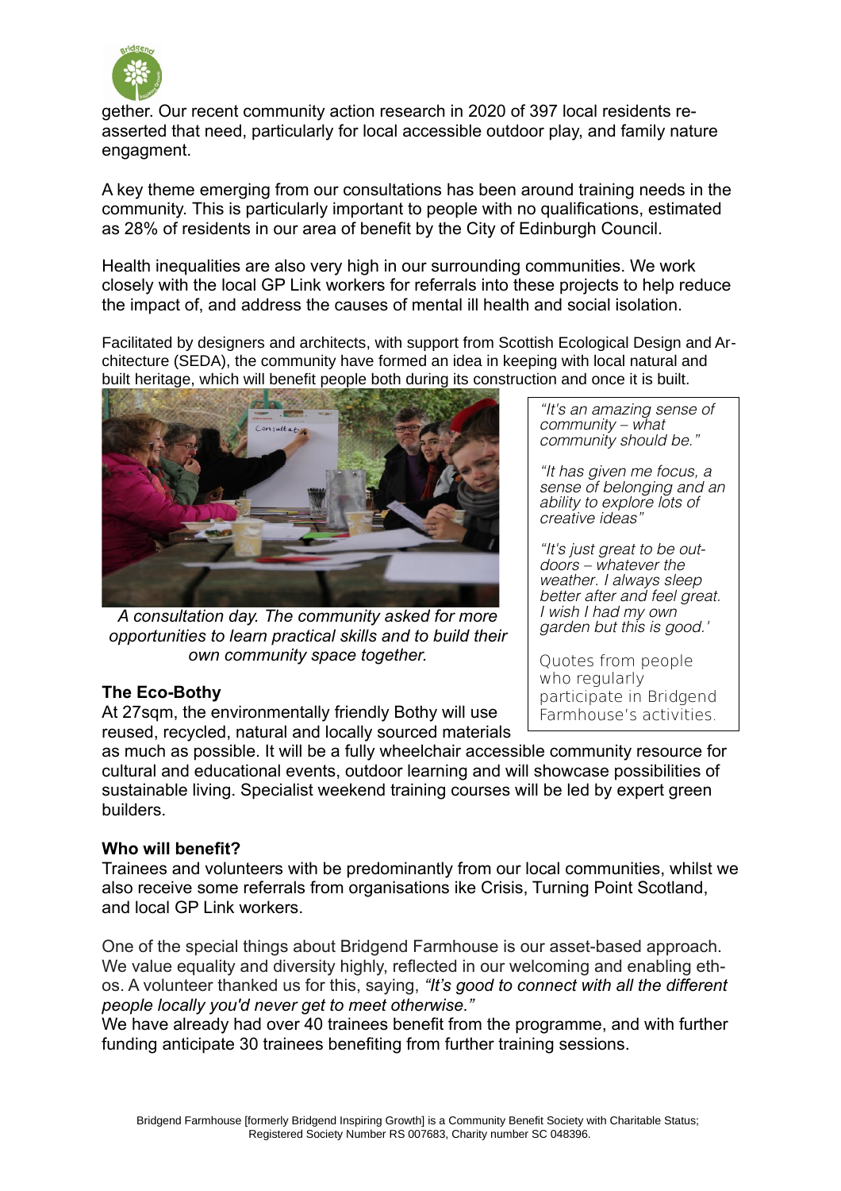gether. Our recent community action research in 2020 of 397 local residents re-asserted that need, particularly for local accessible outdoor play, and family nature engagment.

A key theme emerging from our consultations has been around training needs in the community. This is particularly important to people with no qualifications, estimated as 28% of residents in our area of benefit by the City of Edinburgh Council.

Health inequalities are also very high in our surrounding communities. We work closely with the local GP Link workers for referrals into these projects to help reduce the impact of, and address the causes of mental ill health and social isolation.

Facilitated by designers and architects, with support from Scottish Ecological Design and Architecture (SEDA), the community have formed an idea in keeping with local natural and built heritage, which will benefit people both during its construction and once it is built.

*A consultation day. The community asked for more opportunities to learn practical skills and to build their own community space together.*

> *"It's an amazing sense of community – what community should be."*
>
> *"It has given me focus, a sense of belonging and an ability to explore lots of creative ideas"*
>
> *"It's just great to be outdoors – whatever the weather. I always sleep better after and feel great. I wish I had my own garden but this is good.'*
>
> Quotes from people who regularly participate in Bridgend Farmhouse's activities.

**The Eco-Bothy**

At 27sqm, the environmentally friendly Bothy will use reused, recycled, natural and locally sourced materials as much as possible. It will be a fully wheelchair accessible community resource for cultural and educational events, outdoor learning and will showcase possibilities of sustainable living. Specialist weekend training courses will be led by expert green builders.

**Who will benefit?**

Trainees and volunteers with be predominantly from our local communities, whilst we also receive some referrals from organisations ike Crisis, Turning Point Scotland, and local GP Link workers.

One of the special things about Bridgend Farmhouse is our asset-based approach. We value equality and diversity highly, reflected in our welcoming and enabling ethos. A volunteer thanked us for this, saying, *"It's good to connect with all the different people locally you'd never get to meet otherwise."*

We have already had over 40 trainees benefit from the programme, and with further funding anticipate 30 trainees benefiting from further training sessions.

Bridgend Farmhouse [formerly Bridgend Inspiring Growth] is a Community Benefit Society with Charitable Status; Registered Society Number RS 007683, Charity number SC 048396.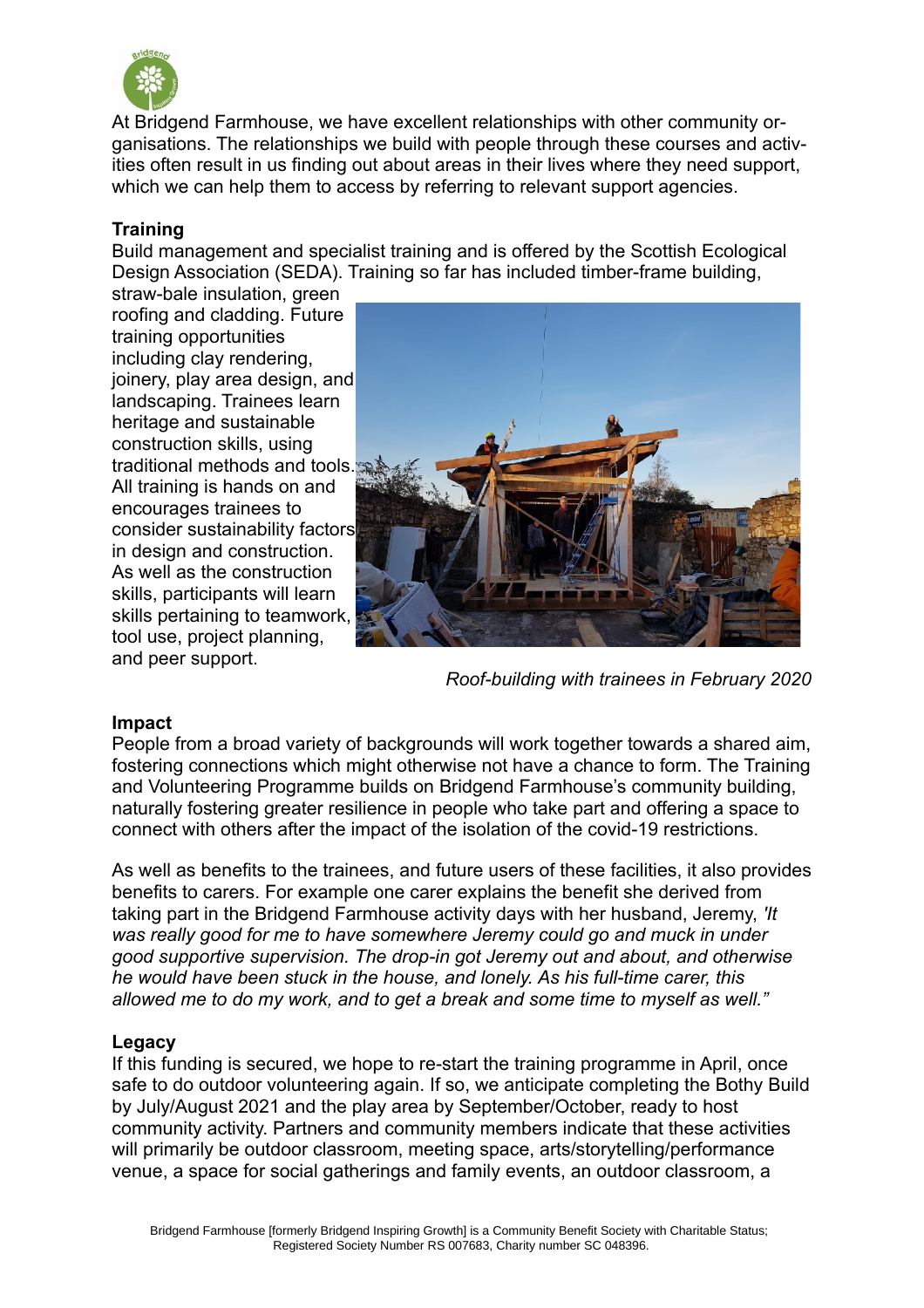At Bridgend Farmhouse, we have excellent relationships with other community organisations. The relationships we build with people through these courses and activities often result in us finding out about areas in their lives where they need support, which we can help them to access by referring to relevant support agencies.

**Training**

Build management and specialist training and is offered by the Scottish Ecological Design Association (SEDA). Training so far has included timber-frame building, straw-bale insulation, green roofing and cladding. Future training opportunities including clay rendering, joinery, play area design, and landscaping. Trainees learn heritage and sustainable construction skills, using traditional methods and tools. All training is hands on and encourages trainees to consider sustainability factors in design and construction. As well as the construction skills, participants will learn skills pertaining to teamwork, tool use, project planning, and peer support.

*Roof-building with trainees in February 2020*

**Impact**

People from a broad variety of backgrounds will work together towards a shared aim, fostering connections which might otherwise not have a chance to form. The Training and Volunteering Programme builds on Bridgend Farmhouse's community building, naturally fostering greater resilience in people who take part and offering a space to connect with others after the impact of the isolation of the covid-19 restrictions.

As well as benefits to the trainees, and future users of these facilities, it also provides benefits to carers. For example one carer explains the benefit she derived from taking part in the Bridgend Farmhouse activity days with her husband, Jeremy, *'It was really good for me to have somewhere Jeremy could go and muck in under good supportive supervision. The drop-in got Jeremy out and about, and otherwise he would have been stuck in the house, and lonely. As his full-time carer, this allowed me to do my work, and to get a break and some time to myself as well."*

**Legacy**

If this funding is secured, we hope to re-start the training programme in April, once safe to do outdoor volunteering again. If so, we anticipate completing the Bothy Build by July/August 2021 and the play area by September/October, ready to host community activity. Partners and community members indicate that these activities will primarily be outdoor classroom, meeting space, arts/storytelling/performance venue, a space for social gatherings and family events, an outdoor classroom, a

Bridgend Farmhouse [formerly Bridgend Inspiring Growth] is a Community Benefit Society with Charitable Status; Registered Society Number RS 007683, Charity number SC 048396.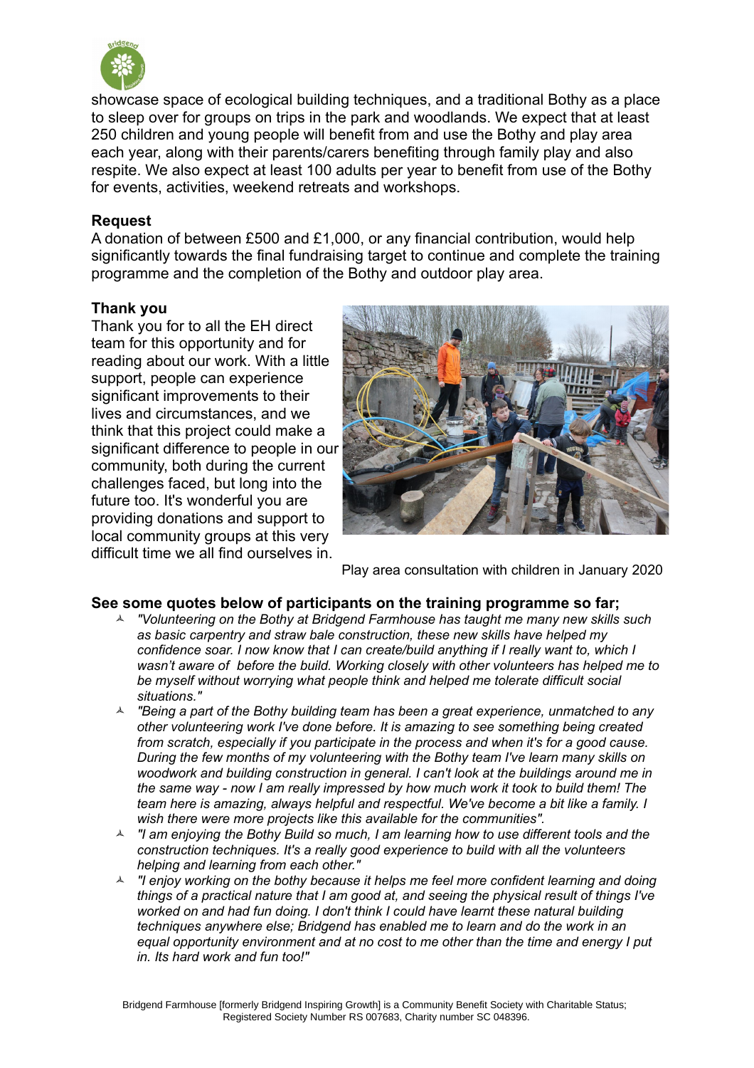showcase space of ecological building techniques, and a traditional Bothy as a place to sleep over for groups on trips in the park and woodlands. We expect that at least 250 children and young people will benefit from and use the Bothy and play area each year, along with their parents/carers benefiting through family play and also respite. We also expect at least 100 adults per year to benefit from use of the Bothy for events, activities, weekend retreats and workshops.

**Request**

A donation of between £500 and £1,000, or any financial contribution, would help significantly towards the final fundraising target to continue and complete the training programme and the completion of the Bothy and outdoor play area.

**Thank you**

Thank you for to all the EH direct team for this opportunity and for reading about our work. With a little support, people can experience significant improvements to their lives and circumstances, and we think that this project could make a significant difference to people in our community, both during the current challenges faced, but long into the future too. It's wonderful you are providing donations and support to local community groups at this very difficult time we all find ourselves in.

Play area consultation with children in January 2020

**See some quotes below of participants on the training programme so far;**

- *"Volunteering on the Bothy at Bridgend Farmhouse has taught me many new skills such as basic carpentry and straw bale construction, these new skills have helped my confidence soar. I now know that I can create/build anything if I really want to, which I wasn't aware of before the build. Working closely with other volunteers has helped me to be myself without worrying what people think and helped me tolerate difficult social situations."*
- *"Being a part of the Bothy building team has been a great experience, unmatched to any other volunteering work I've done before. It is amazing to see something being created from scratch, especially if you participate in the process and when it's for a good cause. During the few months of my volunteering with the Bothy team I've learn many skills on woodwork and building construction in general. I can't look at the buildings around me in the same way - now I am really impressed by how much work it took to build them! The team here is amazing, always helpful and respectful. We've become a bit like a family. I wish there were more projects like this available for the communities".*
- *"I am enjoying the Bothy Build so much, I am learning how to use different tools and the construction techniques. It's a really good experience to build with all the volunteers helping and learning from each other."*
- *"I enjoy working on the bothy because it helps me feel more confident learning and doing things of a practical nature that I am good at, and seeing the physical result of things I've worked on and had fun doing. I don't think I could have learnt these natural building techniques anywhere else; Bridgend has enabled me to learn and do the work in an equal opportunity environment and at no cost to me other than the time and energy I put in. Its hard work and fun too!"*

Bridgend Farmhouse [formerly Bridgend Inspiring Growth] is a Community Benefit Society with Charitable Status; Registered Society Number RS 007683, Charity number SC 048396.